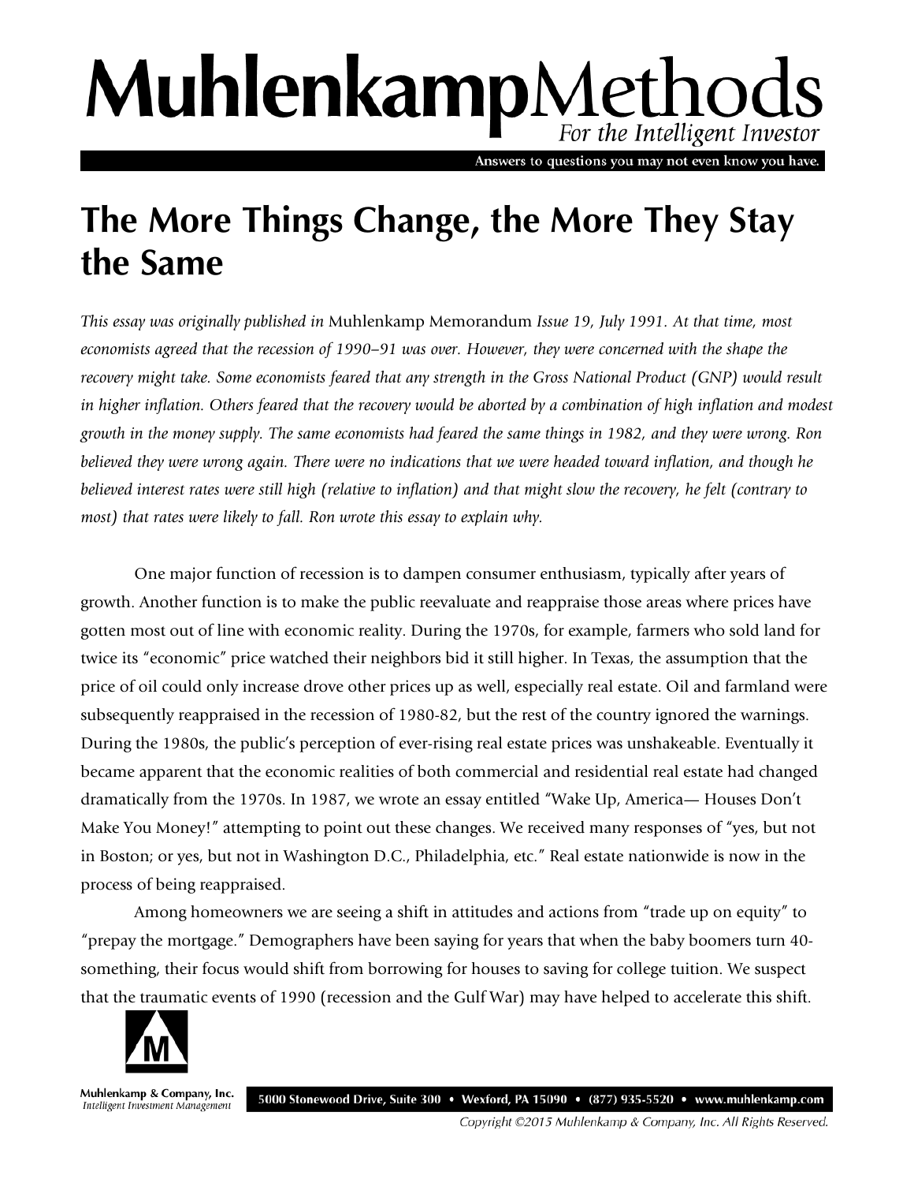# The More Things Change, the More They Stay the Same

*This essay was originally published in* Muhlenkamp Memorandum *Issue 19, July 1991. At that time, most economists agreed that the recession of 1990–91 was over. However, they were concerned with the shape the recovery might take. Some economists feared that any strength in the Gross National Product (GNP) would result in higher inflation. Others feared that the recovery would be aborted by a combination of high inflation and modest growth in the money supply. The same economists had feared the same things in 1982, and they were wrong. Ron believed they were wrong again. There were no indications that we were headed toward inflation, and though he believed interest rates were still high (relative to inflation) and that might slow the recovery, he felt (contrary to most) that rates were likely to fall. Ron wrote this essay to explain why.*

One major function of recession is to dampen consumer enthusiasm, typically after years of growth. Another function is to make the public reevaluate and reappraise those areas where prices have gotten most out of line with economic reality. During the 1970s, for example, farmers who sold land for twice its "economic" price watched their neighbors bid it still higher. In Texas, the assumption that the price of oil could only increase drove other prices up as well, especially real estate. Oil and farmland were subsequently reappraised in the recession of 1980-82, but the rest of the country ignored the warnings. During the 1980s, the public's perception of ever-rising real estate prices was unshakeable. Eventually it became apparent that the economic realities of both commercial and residential real estate had changed dramatically from the 1970s. In 1987, we wrote an essay entitled "Wake Up, America— Houses Don't Make You Money!" attempting to point out these changes. We received many responses of "yes, but not in Boston; or yes, but not in Washington D.C., Philadelphia, etc." Real estate nationwide is now in the process of being reappraised.

Among homeowners we are seeing a shift in attitudes and actions from "trade up on equity" to "prepay the mortgage." Demographers have been saying for years that when the baby boomers turn 40-something, their focus would shift from borrowing for houses to saving for college tuition. We suspect that the traumatic events of 1990 (recession and the Gulf War) may have helped to accelerate this shift.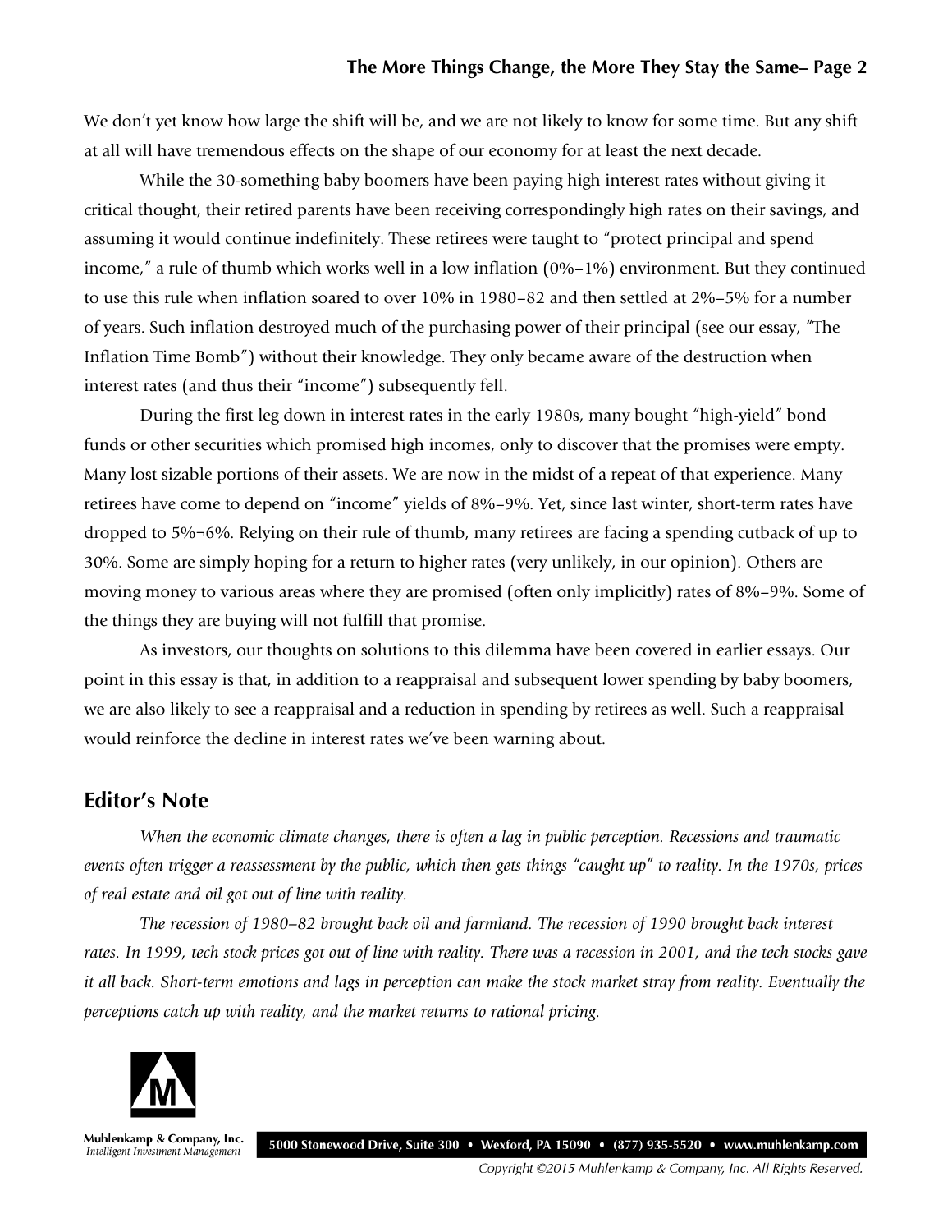We don't yet know how large the shift will be, and we are not likely to know for some time. But any shift at all will have tremendous effects on the shape of our economy for at least the next decade.

While the 30-something baby boomers have been paying high interest rates without giving it critical thought, their retired parents have been receiving correspondingly high rates on their savings, and assuming it would continue indefinitely. These retirees were taught to "protect principal and spend income," a rule of thumb which works well in a low inflation (0%–1%) environment. But they continued to use this rule when inflation soared to over 10% in 1980–82 and then settled at 2%–5% for a number of years. Such inflation destroyed much of the purchasing power of their principal (see our essay, "The Inflation Time Bomb") without their knowledge. They only became aware of the destruction when interest rates (and thus their "income") subsequently fell.

During the first leg down in interest rates in the early 1980s, many bought "high-yield" bond funds or other securities which promised high incomes, only to discover that the promises were empty. Many lost sizable portions of their assets. We are now in the midst of a repeat of that experience. Many retirees have come to depend on "income" yields of 8%–9%. Yet, since last winter, short-term rates have dropped to 5%¬6%. Relying on their rule of thumb, many retirees are facing a spending cutback of up to 30%. Some are simply hoping for a return to higher rates (very unlikely, in our opinion). Others are moving money to various areas where they are promised (often only implicitly) rates of 8%–9%. Some of the things they are buying will not fulfill that promise.

As investors, our thoughts on solutions to this dilemma have been covered in earlier essays. Our point in this essay is that, in addition to a reappraisal and subsequent lower spending by baby boomers, we are also likely to see a reappraisal and a reduction in spending by retirees as well. Such a reappraisal would reinforce the decline in interest rates we've been warning about.

## Editor's Note

*When the economic climate changes, there is often a lag in public perception. Recessions and traumatic events often trigger a reassessment by the public, which then gets things "caught up" to reality. In the 1970s, prices of real estate and oil got out of line with reality.*

*The recession of 1980–82 brought back oil and farmland. The recession of 1990 brought back interest rates. In 1999, tech stock prices got out of line with reality. There was a recession in 2001, and the tech stocks gave it all back. Short-term emotions and lags in perception can make the stock market stray from reality. Eventually the perceptions catch up with reality, and the market returns to rational pricing.*

Muhlenkamp & Company, Inc.
*Intelligent Investment Management*

5000 Stonewood Drive, Suite 300 • Wexford, PA 15090 • (877) 935-5520 • www.muhlenkamp.com

*Copyright ©2015 Muhlenkamp & Company, Inc. All Rights Reserved.*